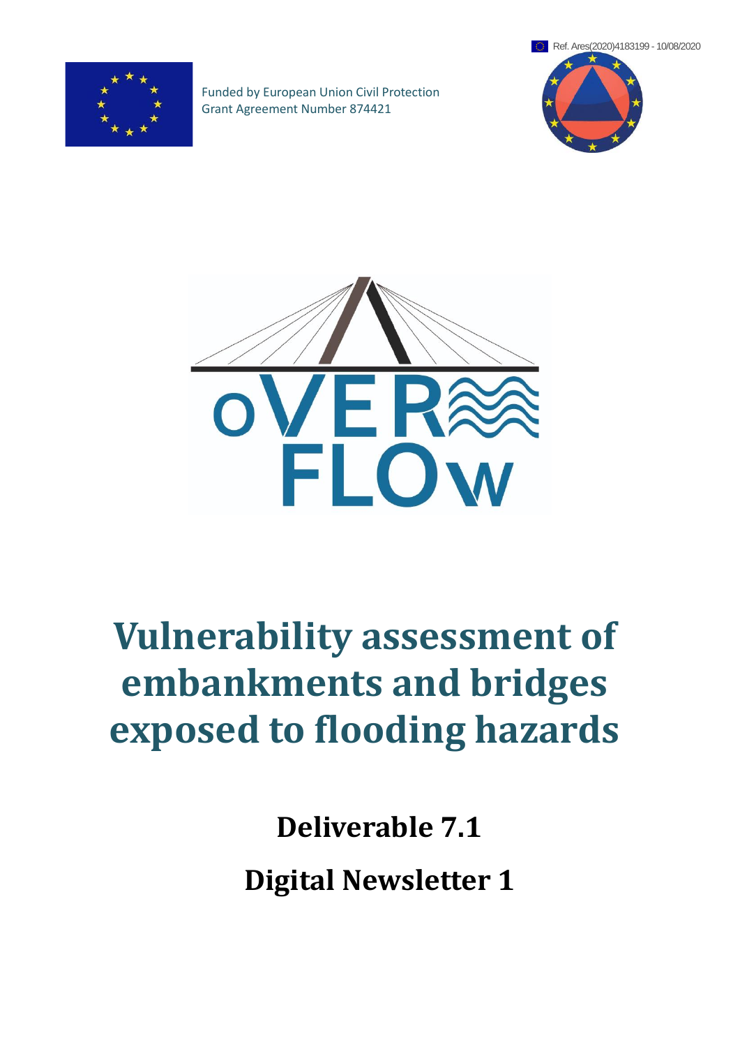Ref. Ares(2020)4183199 - 10/08/2020

Funded by European Union Civil Protection
Grant Agreement Number 874421

# Vulnerability assessment of embankments and bridges exposed to flooding hazards

## Deliverable 7.1

## Digital Newsletter 1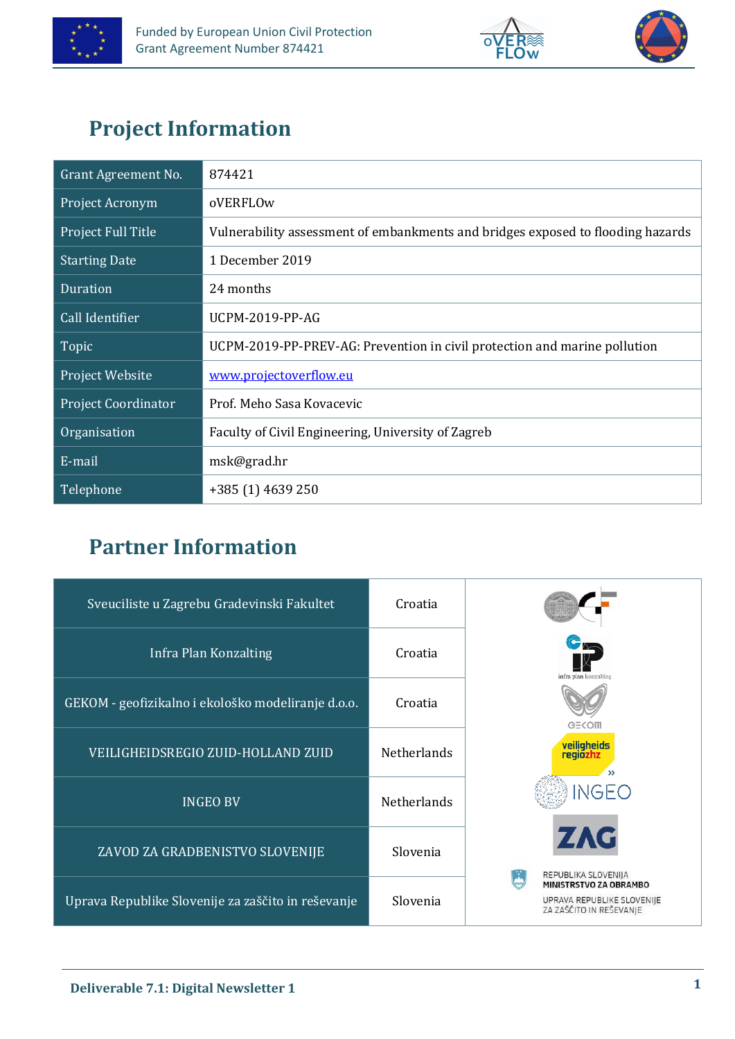# Project Information

| Grant Agreement No. | 874421 |
|---|---|
| Project Acronym | oVERFLOw |
| Project Full Title | Vulnerability assessment of embankments and bridges exposed to flooding hazards |
| Starting Date | 1 December 2019 |
| Duration | 24 months |
| Call Identifier | UCPM-2019-PP-AG |
| Topic | UCPM-2019-PP-PREV-AG: Prevention in civil protection and marine pollution |
| Project Website | www.projectoverflow.eu |
| Project Coordinator | Prof. Meho Sasa Kovacevic |
| Organisation | Faculty of Civil Engineering, University of Zagreb |
| E-mail | msk@grad.hr |
| Telephone | +385 (1) 4639 250 |

# Partner Information

| Partner | Country |
|---|---|
| Sveuciliste u Zagrebu Gradevinski Fakultet | Croatia |
| Infra Plan Konzalting | Croatia |
| GEKOM - geofizikalno i ekološko modeliranje d.o.o. | Croatia |
| VEILIGHEIDSREGIO ZUID-HOLLAND ZUID | Netherlands |
| INGEO BV | Netherlands |
| ZAVOD ZA GRADBENISTVO SLOVENIJE | Slovenia |
| Uprava Republike Slovenije za zaščito in reševanje | Slovenia |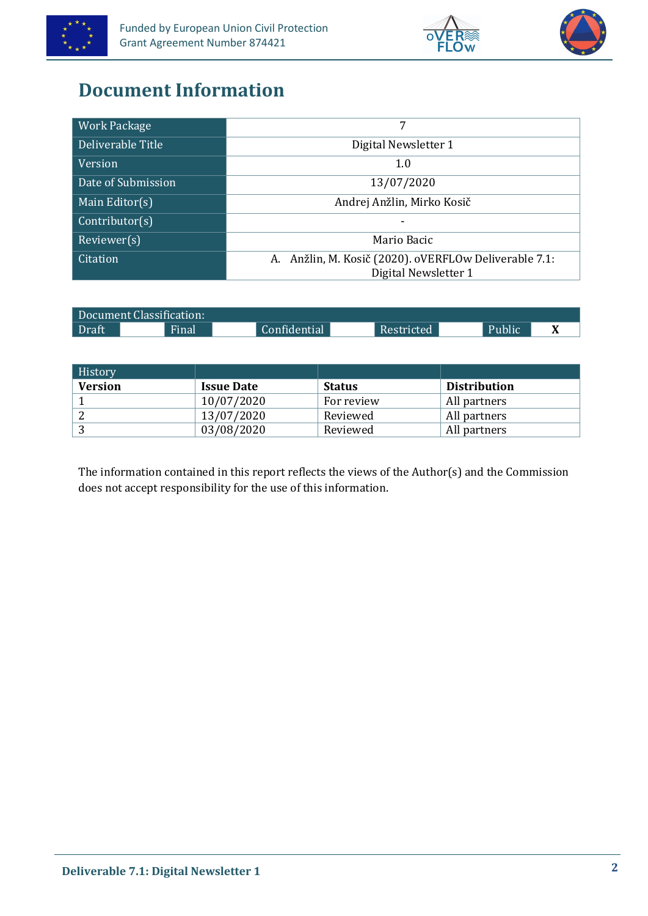# Document Information

| Work Package | 7 |
|---|---|
| Deliverable Title | Digital Newsletter 1 |
| Version | 1.0 |
| Date of Submission | 13/07/2020 |
| Main Editor(s) | Andrej Anžlin, Mirko Kosič |
| Contributor(s) | - |
| Reviewer(s) | Mario Bacic |
| Citation | A. Anžlin, M. Kosič (2020). oVERFLOw Deliverable 7.1: Digital Newsletter 1 |

| Document Classification: | | | | | | | | | |
|---|---|---|---|---|---|---|---|---|---|
| Draft | | Final | | Confidential | | Restricted | | Public | X |

| History | | | |
|---|---|---|---|
| **Version** | **Issue Date** | **Status** | **Distribution** |
| 1 | 10/07/2020 | For review | All partners |
| 2 | 13/07/2020 | Reviewed | All partners |
| 3 | 03/08/2020 | Reviewed | All partners |

The information contained in this report reflects the views of the Author(s) and the Commission does not accept responsibility for the use of this information.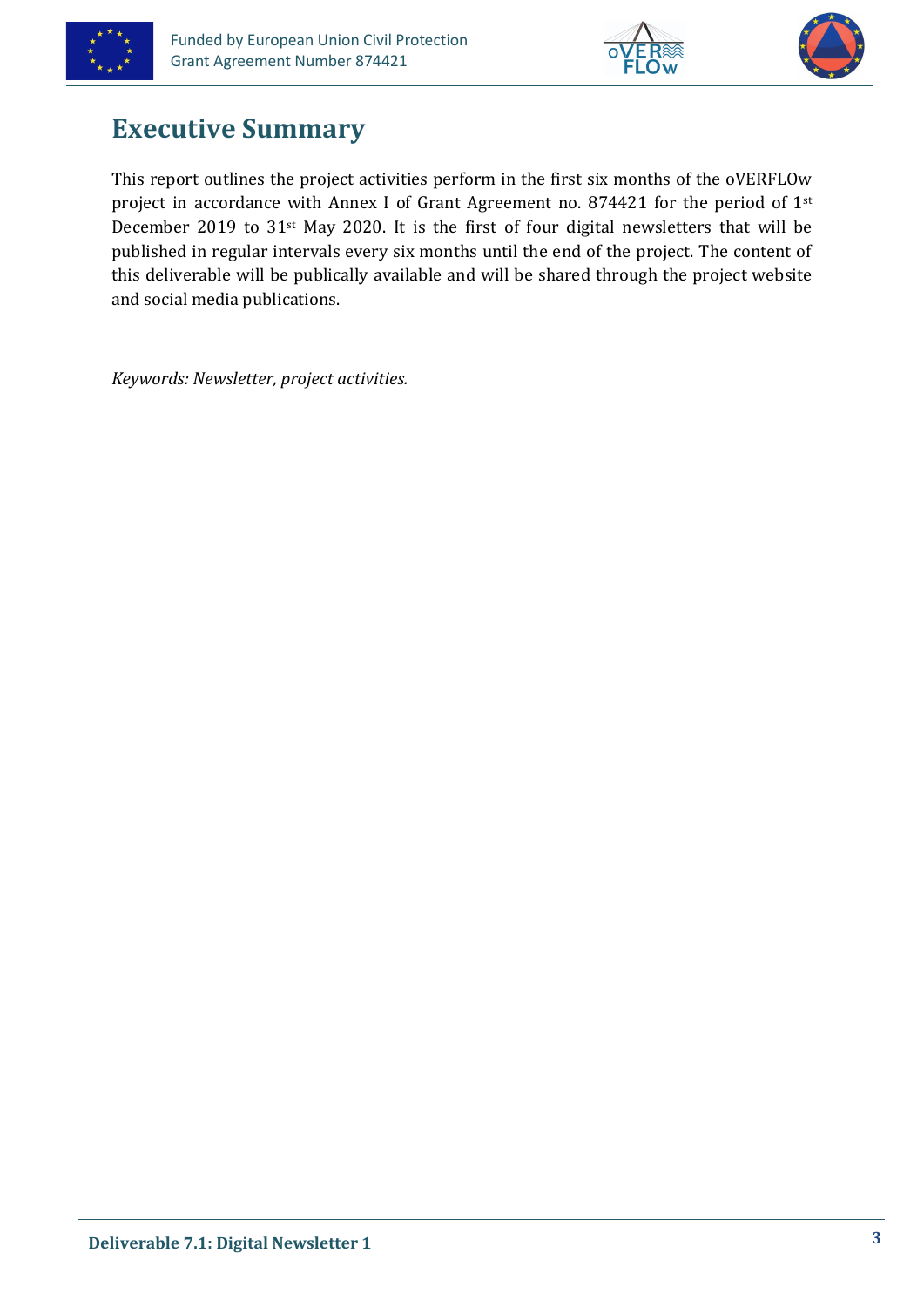# Executive Summary

This report outlines the project activities perform in the first six months of the oVERFLOw project in accordance with Annex I of Grant Agreement no. 874421 for the period of 1st December 2019 to 31st May 2020. It is the first of four digital newsletters that will be published in regular intervals every six months until the end of the project. The content of this deliverable will be publically available and will be shared through the project website and social media publications.

*Keywords: Newsletter, project activities.*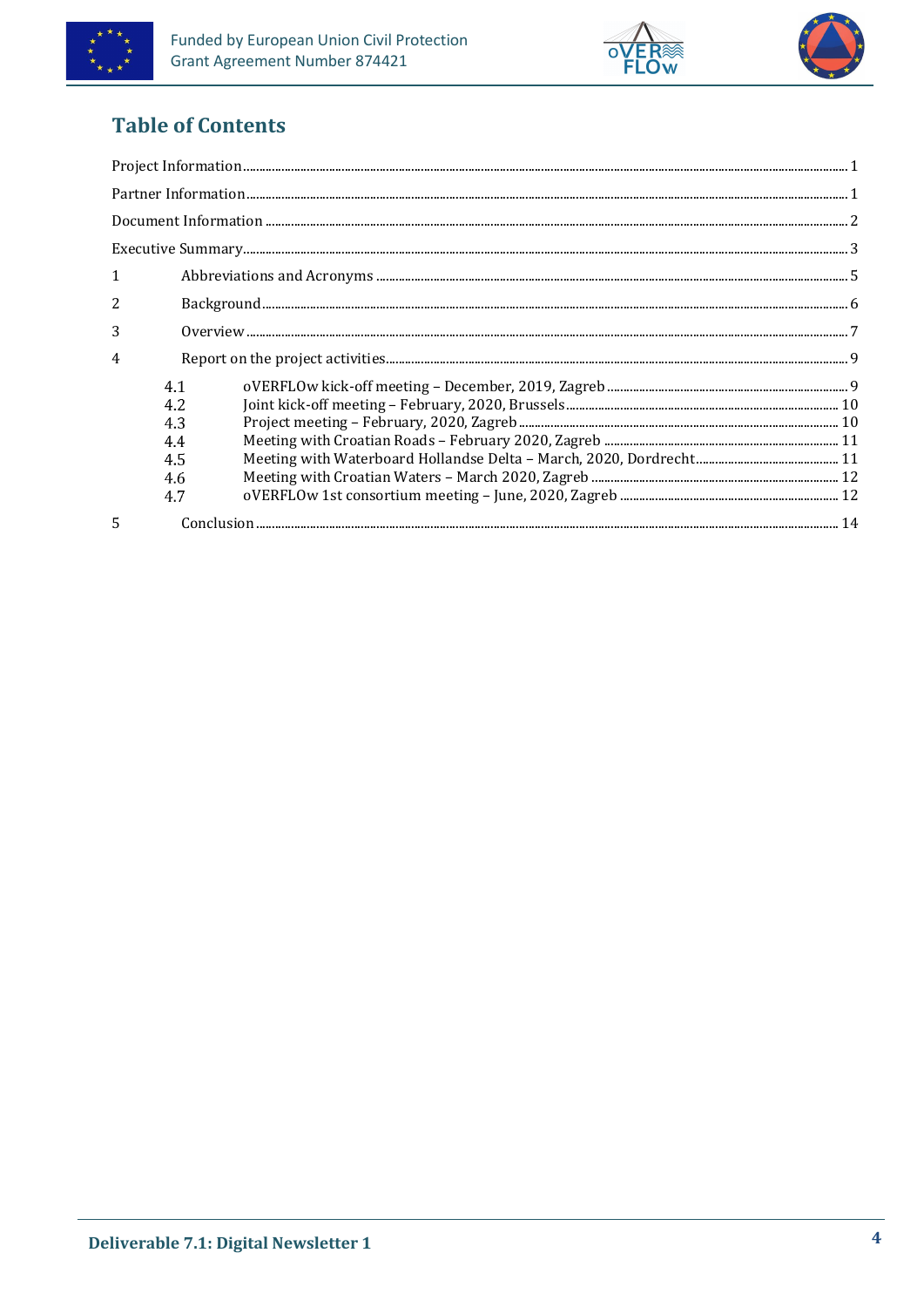# Table of Contents

Project Information ........................................................................................................ 1

Partner Information ........................................................................................................ 1

Document Information ...................................................................................................... 2

Executive Summary ........................................................................................................ 3

1 Abbreviations and Acronyms ........................................................................................ 5

2 Background ........................................................................................................ 6

3 Overview ........................................................................................................ 7

4 Report on the project activities ........................................................................................ 9

- 4.1 oVERFLOw kick-off meeting – December, 2019, Zagreb ........................................ 9
- 4.2 Joint kick-off meeting – February, 2020, Brussels ........................................ 10
- 4.3 Project meeting – February, 2020, Zagreb ........................................ 10
- 4.4 Meeting with Croatian Roads – February 2020, Zagreb ........................................ 11
- 4.5 Meeting with Waterboard Hollandse Delta – March, 2020, Dordrecht ........................................ 11
- 4.6 Meeting with Croatian Waters – March 2020, Zagreb ........................................ 12
- 4.7 oVERFLOw 1st consortium meeting – June, 2020, Zagreb ........................................ 12

5 Conclusion ........................................................................................................ 14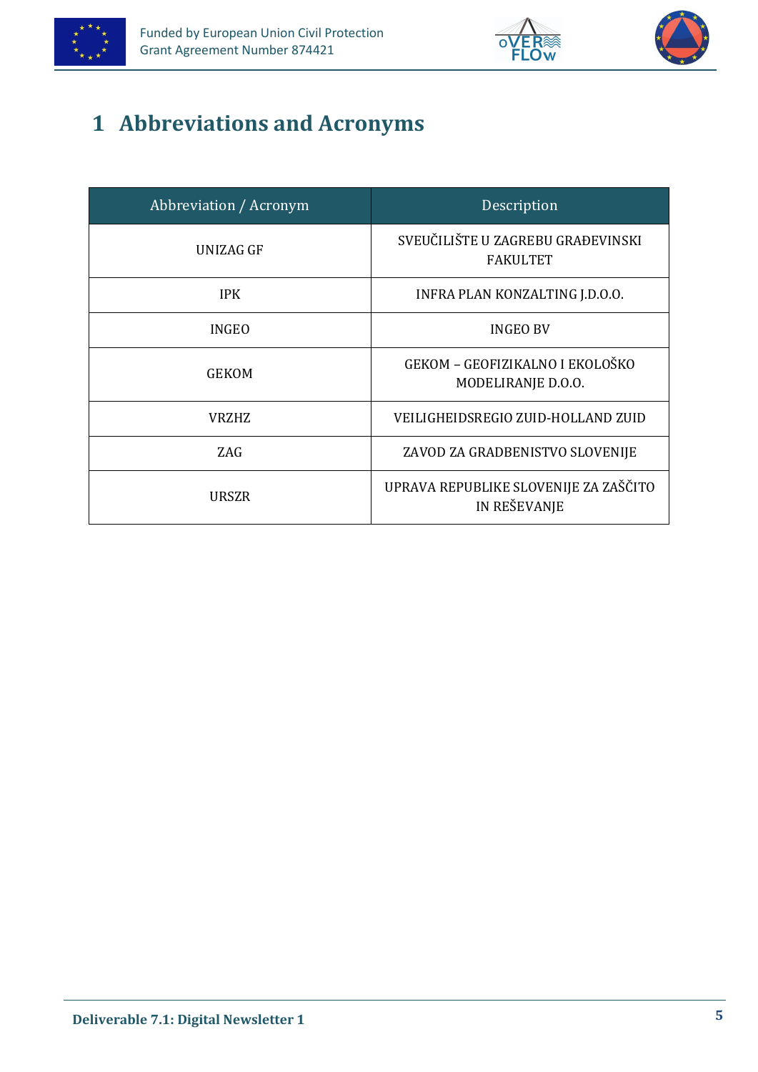# 1 Abbreviations and Acronyms

| Abbreviation / Acronym | Description |
|---|---|
| UNIZAG GF | SVEUČILIŠTE U ZAGREBU GRAĐEVINSKI FAKULTET |
| IPK | INFRA PLAN KONZALTING J.D.O.O. |
| INGEO | INGEO BV |
| GEKOM | GEKOM – GEOFIZIKALNO I EKOLOŠKO MODELIRANJE D.O.O. |
| VRZHZ | VEILIGHEIDSREGIO ZUID-HOLLAND ZUID |
| ZAG | ZAVOD ZA GRADBENISTVO SLOVENIJE |
| URSZR | UPRAVA REPUBLIKE SLOVENIJE ZA ZAŠČITO IN REŠEVANJE |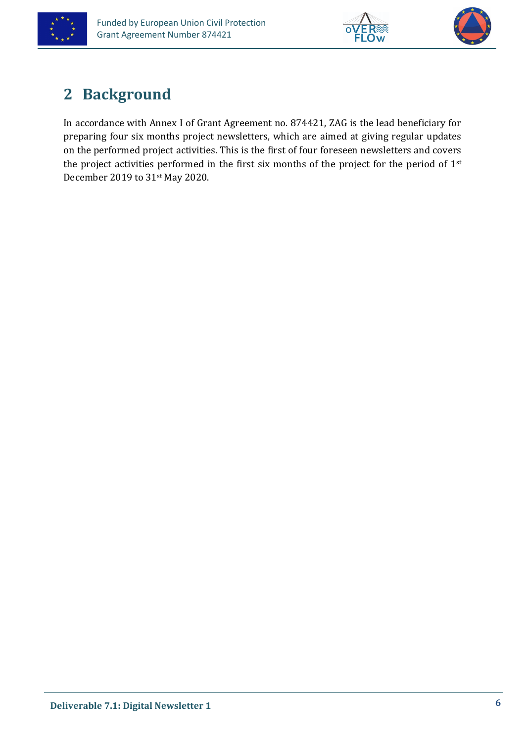## 2 Background

In accordance with Annex I of Grant Agreement no. 874421, ZAG is the lead beneficiary for preparing four six months project newsletters, which are aimed at giving regular updates on the performed project activities. This is the first of four foreseen newsletters and covers the project activities performed in the first six months of the project for the period of 1st December 2019 to 31st May 2020.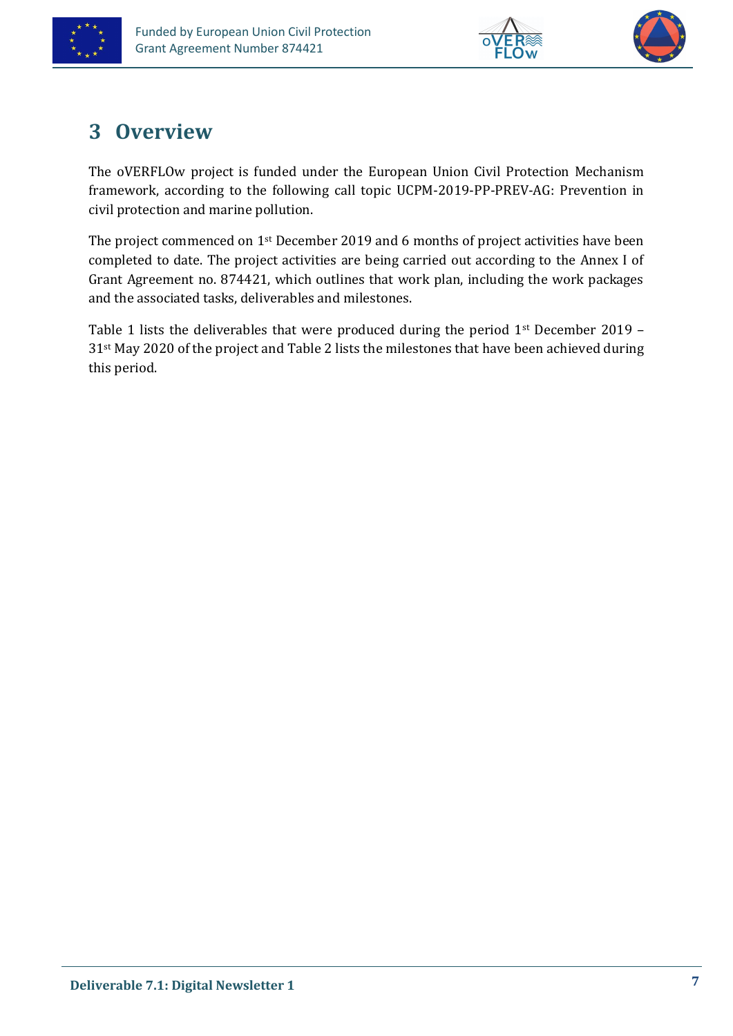# 3 Overview

The oVERFLOw project is funded under the European Union Civil Protection Mechanism framework, according to the following call topic UCPM-2019-PP-PREV-AG: Prevention in civil protection and marine pollution.

The project commenced on 1st December 2019 and 6 months of project activities have been completed to date. The project activities are being carried out according to the Annex I of Grant Agreement no. 874421, which outlines that work plan, including the work packages and the associated tasks, deliverables and milestones.

Table 1 lists the deliverables that were produced during the period 1st December 2019 – 31st May 2020 of the project and Table 2 lists the milestones that have been achieved during this period.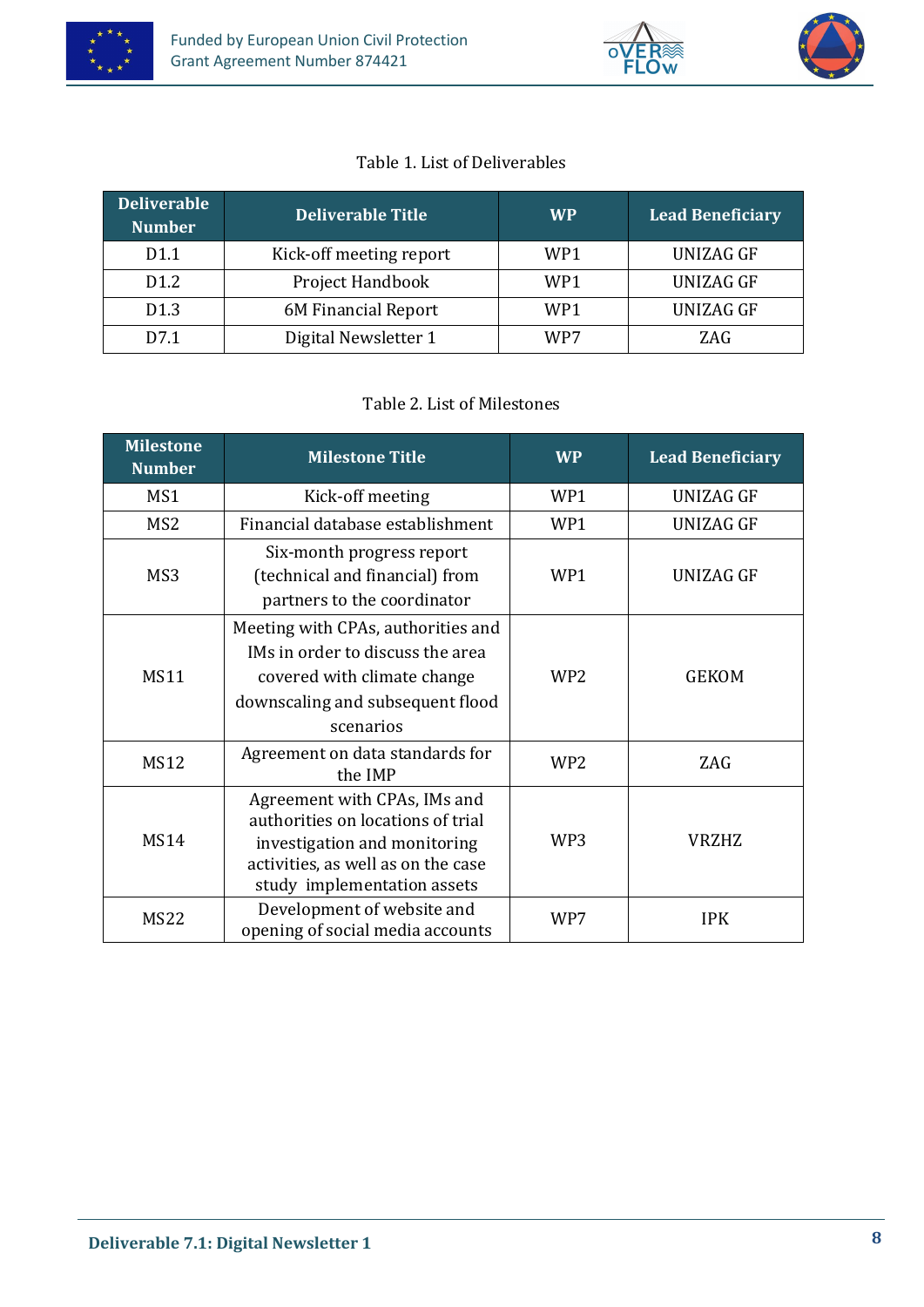Table 1. List of Deliverables

| Deliverable Number | Deliverable Title | WP | Lead Beneficiary |
|---|---|---|---|
| D1.1 | Kick-off meeting report | WP1 | UNIZAG GF |
| D1.2 | Project Handbook | WP1 | UNIZAG GF |
| D1.3 | 6M Financial Report | WP1 | UNIZAG GF |
| D7.1 | Digital Newsletter 1 | WP7 | ZAG |

Table 2. List of Milestones

| Milestone Number | Milestone Title | WP | Lead Beneficiary |
|---|---|---|---|
| MS1 | Kick-off meeting | WP1 | UNIZAG GF |
| MS2 | Financial database establishment | WP1 | UNIZAG GF |
| MS3 | Six-month progress report (technical and financial) from partners to the coordinator | WP1 | UNIZAG GF |
| MS11 | Meeting with CPAs, authorities and IMs in order to discuss the area covered with climate change downscaling and subsequent flood scenarios | WP2 | GEKOM |
| MS12 | Agreement on data standards for the IMP | WP2 | ZAG |
| MS14 | Agreement with CPAs, IMs and authorities on locations of trial investigation and monitoring activities, as well as on the case study implementation assets | WP3 | VRZHZ |
| MS22 | Development of website and opening of social media accounts | WP7 | IPK |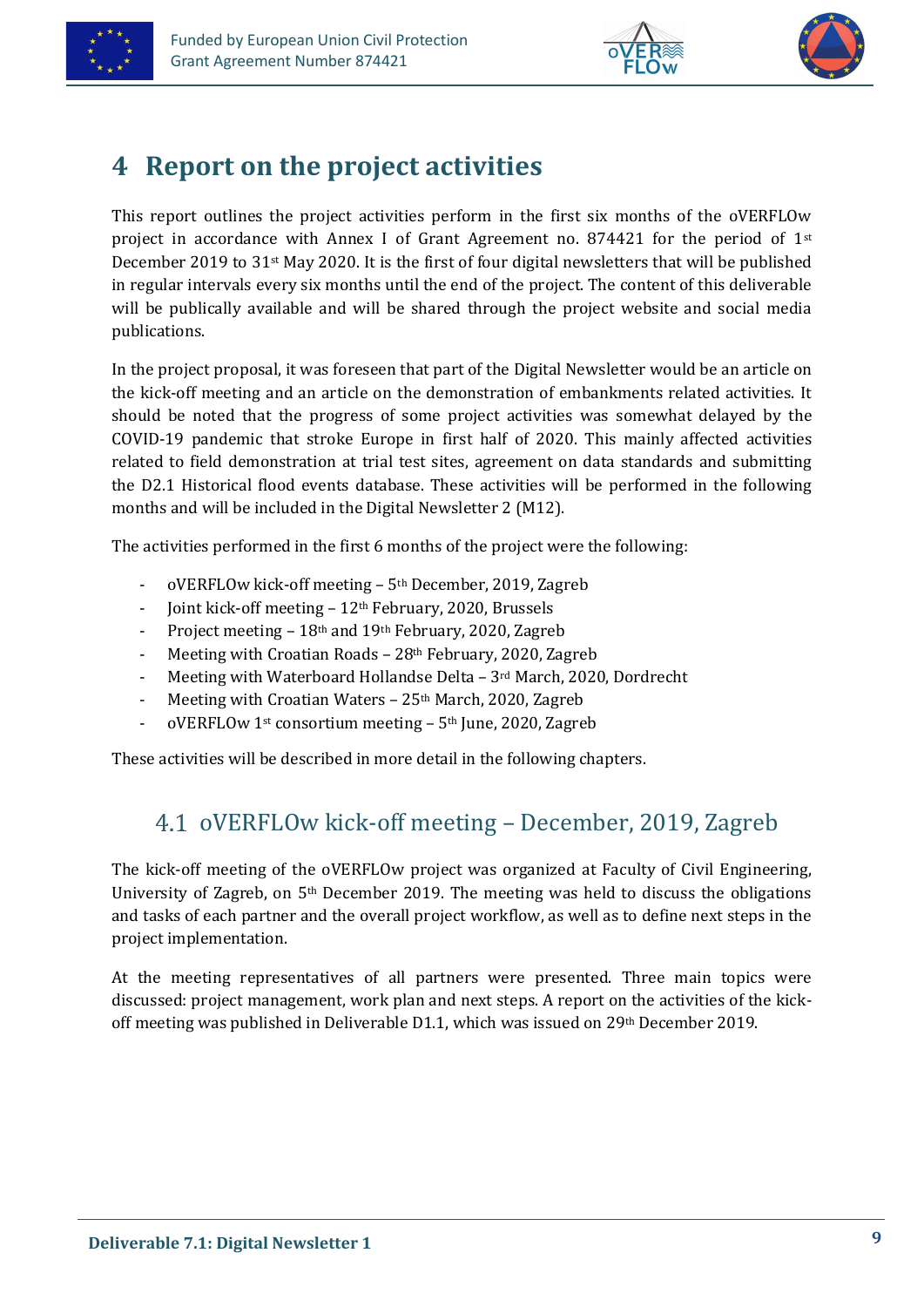# 4 Report on the project activities

This report outlines the project activities perform in the first six months of the oVERFLOw project in accordance with Annex I of Grant Agreement no. 874421 for the period of 1st December 2019 to 31st May 2020. It is the first of four digital newsletters that will be published in regular intervals every six months until the end of the project. The content of this deliverable will be publically available and will be shared through the project website and social media publications.

In the project proposal, it was foreseen that part of the Digital Newsletter would be an article on the kick-off meeting and an article on the demonstration of embankments related activities. It should be noted that the progress of some project activities was somewhat delayed by the COVID-19 pandemic that stroke Europe in first half of 2020. This mainly affected activities related to field demonstration at trial test sites, agreement on data standards and submitting the D2.1 Historical flood events database. These activities will be performed in the following months and will be included in the Digital Newsletter 2 (M12).

The activities performed in the first 6 months of the project were the following:

- oVERFLOw kick-off meeting – 5th December, 2019, Zagreb
- Joint kick-off meeting – 12th February, 2020, Brussels
- Project meeting – 18th and 19th February, 2020, Zagreb
- Meeting with Croatian Roads – 28th February, 2020, Zagreb
- Meeting with Waterboard Hollandse Delta – 3rd March, 2020, Dordrecht
- Meeting with Croatian Waters – 25th March, 2020, Zagreb
- oVERFLOw 1st consortium meeting – 5th June, 2020, Zagreb

These activities will be described in more detail in the following chapters.

## 4.1 oVERFLOw kick-off meeting – December, 2019, Zagreb

The kick-off meeting of the oVERFLOw project was organized at Faculty of Civil Engineering, University of Zagreb, on 5th December 2019. The meeting was held to discuss the obligations and tasks of each partner and the overall project workflow, as well as to define next steps in the project implementation.

At the meeting representatives of all partners were presented. Three main topics were discussed: project management, work plan and next steps. A report on the activities of the kick-off meeting was published in Deliverable D1.1, which was issued on 29th December 2019.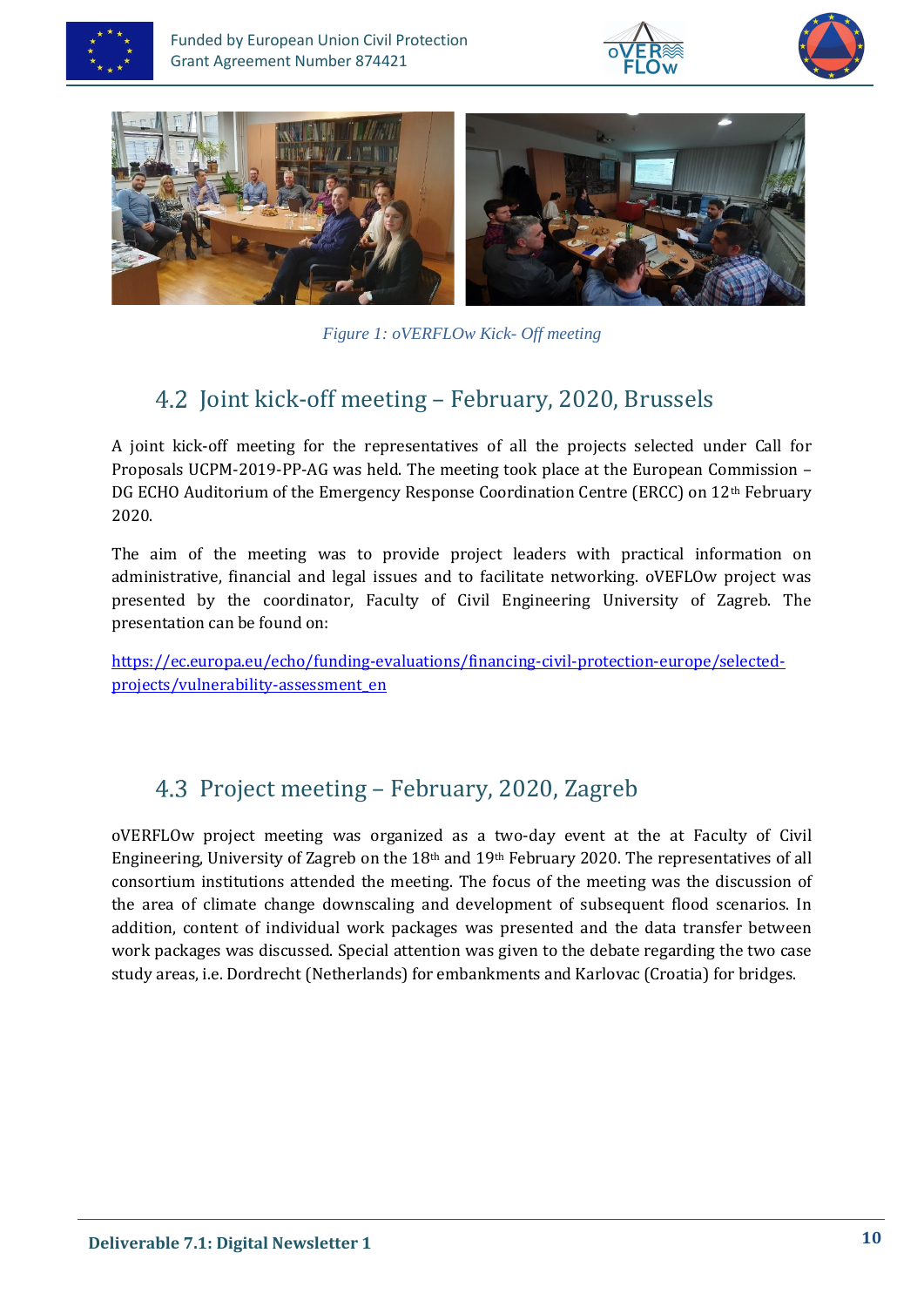*Figure 1: oVERFLOw Kick- Off meeting*

## 4.2 Joint kick-off meeting – February, 2020, Brussels

A joint kick-off meeting for the representatives of all the projects selected under Call for Proposals UCPM-2019-PP-AG was held. The meeting took place at the European Commission – DG ECHO Auditorium of the Emergency Response Coordination Centre (ERCC) on 12th February 2020.

The aim of the meeting was to provide project leaders with practical information on administrative, financial and legal issues and to facilitate networking. oVEFLOw project was presented by the coordinator, Faculty of Civil Engineering University of Zagreb. The presentation can be found on:

[https://ec.europa.eu/echo/funding-evaluations/financing-civil-protection-europe/selected-projects/vulnerability-assessment_en](https://ec.europa.eu/echo/funding-evaluations/financing-civil-protection-europe/selected-projects/vulnerability-assessment_en)

## 4.3 Project meeting – February, 2020, Zagreb

oVERFLOw project meeting was organized as a two-day event at the at Faculty of Civil Engineering, University of Zagreb on the 18th and 19th February 2020. The representatives of all consortium institutions attended the meeting. The focus of the meeting was the discussion of the area of climate change downscaling and development of subsequent flood scenarios. In addition, content of individual work packages was presented and the data transfer between work packages was discussed. Special attention was given to the debate regarding the two case study areas, i.e. Dordrecht (Netherlands) for embankments and Karlovac (Croatia) for bridges.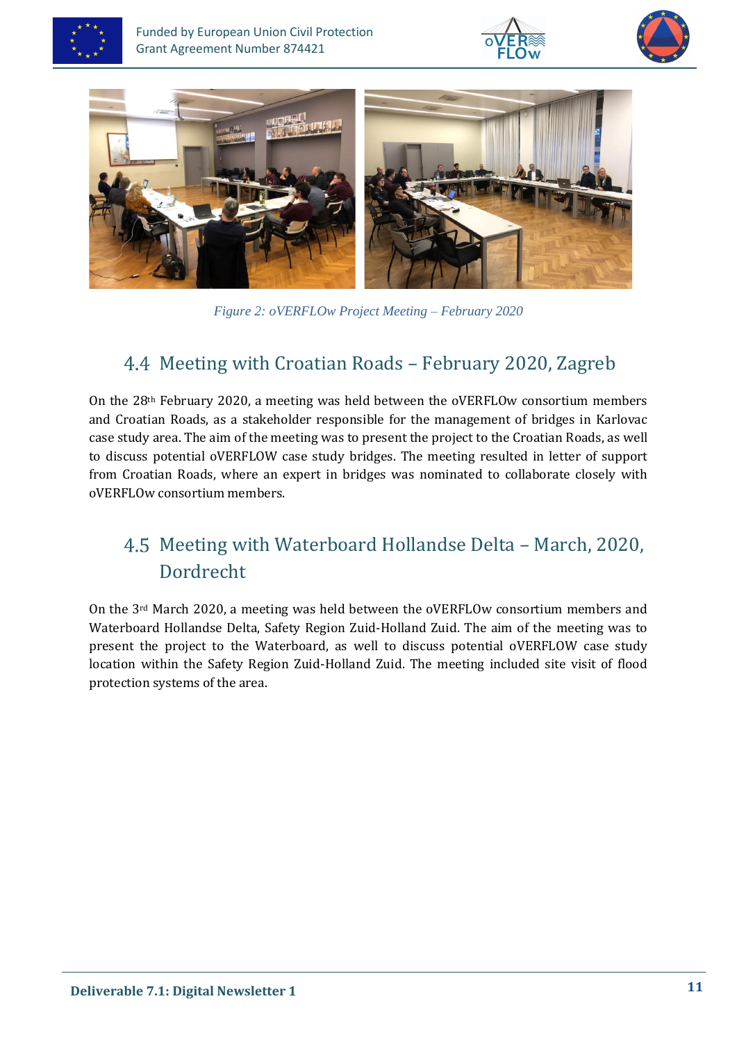*Figure 2: oVERFLOw Project Meeting – February 2020*

## 4.4 Meeting with Croatian Roads – February 2020, Zagreb

On the 28th February 2020, a meeting was held between the oVERFLOw consortium members and Croatian Roads, as a stakeholder responsible for the management of bridges in Karlovac case study area. The aim of the meeting was to present the project to the Croatian Roads, as well to discuss potential oVERFLOW case study bridges. The meeting resulted in letter of support from Croatian Roads, where an expert in bridges was nominated to collaborate closely with oVERFLOw consortium members.

## 4.5 Meeting with Waterboard Hollandse Delta – March, 2020, Dordrecht

On the 3rd March 2020, a meeting was held between the oVERFLOw consortium members and Waterboard Hollandse Delta, Safety Region Zuid-Holland Zuid. The aim of the meeting was to present the project to the Waterboard, as well to discuss potential oVERFLOW case study location within the Safety Region Zuid-Holland Zuid. The meeting included site visit of flood protection systems of the area.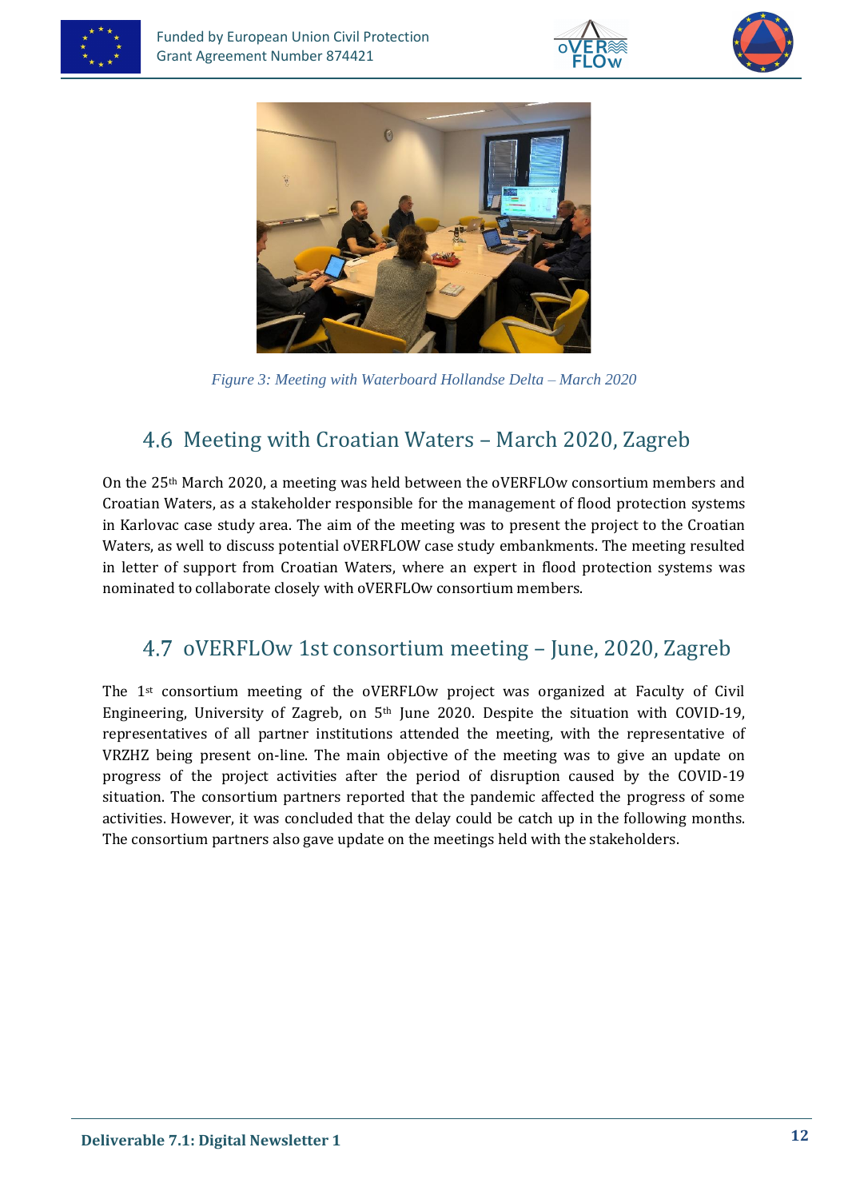*Figure 3: Meeting with Waterboard Hollandse Delta – March 2020*

## 4.6 Meeting with Croatian Waters – March 2020, Zagreb

On the 25th March 2020, a meeting was held between the oVERFLOw consortium members and Croatian Waters, as a stakeholder responsible for the management of flood protection systems in Karlovac case study area. The aim of the meeting was to present the project to the Croatian Waters, as well to discuss potential oVERFLOW case study embankments. The meeting resulted in letter of support from Croatian Waters, where an expert in flood protection systems was nominated to collaborate closely with oVERFLOw consortium members.

## 4.7 oVERFLOw 1st consortium meeting – June, 2020, Zagreb

The 1st consortium meeting of the oVERFLOw project was organized at Faculty of Civil Engineering, University of Zagreb, on 5th June 2020. Despite the situation with COVID-19, representatives of all partner institutions attended the meeting, with the representative of VRZHZ being present on-line. The main objective of the meeting was to give an update on progress of the project activities after the period of disruption caused by the COVID-19 situation. The consortium partners reported that the pandemic affected the progress of some activities. However, it was concluded that the delay could be catch up in the following months. The consortium partners also gave update on the meetings held with the stakeholders.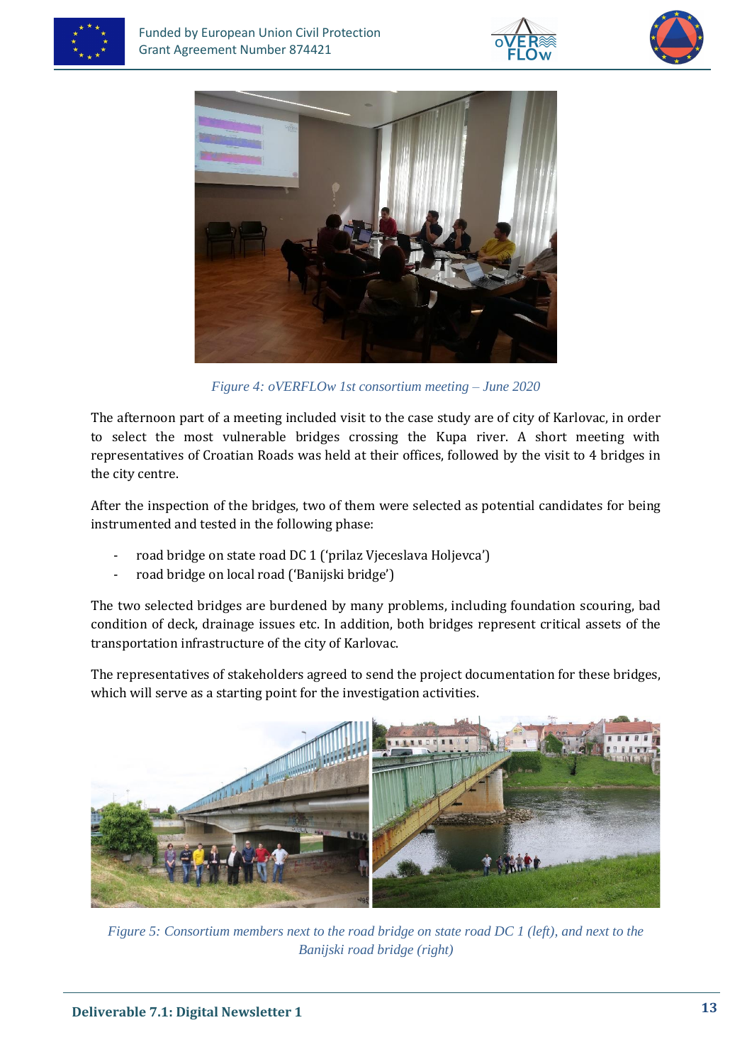*Figure 4: oVERFLOw 1st consortium meeting – June 2020*

The afternoon part of a meeting included visit to the case study are of city of Karlovac, in order to select the most vulnerable bridges crossing the Kupa river. A short meeting with representatives of Croatian Roads was held at their offices, followed by the visit to 4 bridges in the city centre.

After the inspection of the bridges, two of them were selected as potential candidates for being instrumented and tested in the following phase:

- road bridge on state road DC 1 ('prilaz Vjeceslava Holjevca')
- road bridge on local road ('Banijski bridge')

The two selected bridges are burdened by many problems, including foundation scouring, bad condition of deck, drainage issues etc. In addition, both bridges represent critical assets of the transportation infrastructure of the city of Karlovac.

The representatives of stakeholders agreed to send the project documentation for these bridges, which will serve as a starting point for the investigation activities.

*Figure 5: Consortium members next to the road bridge on state road DC 1 (left), and next to the Banijski road bridge (right)*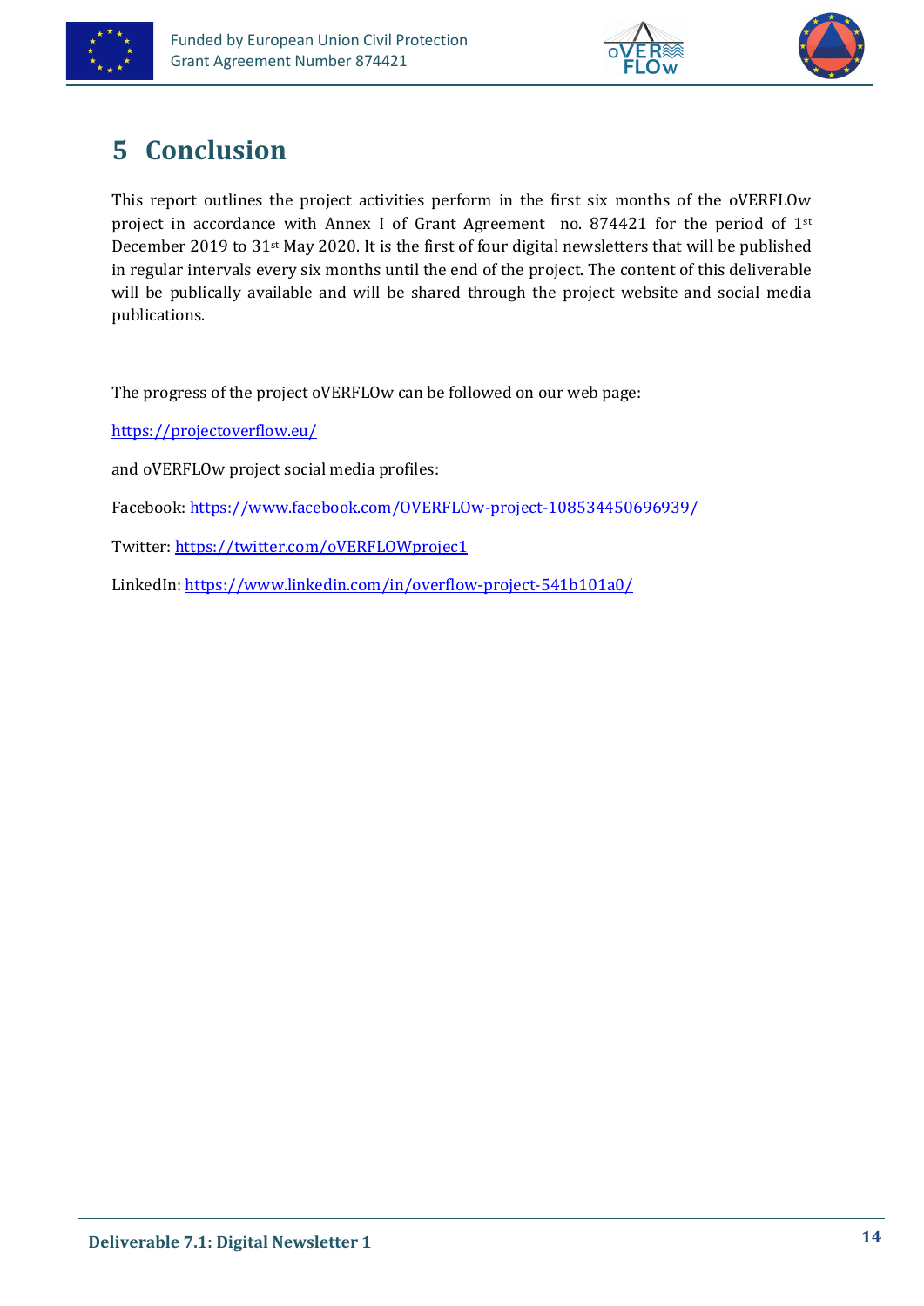# 5 Conclusion

This report outlines the project activities perform in the first six months of the oVERFLOw project in accordance with Annex I of Grant Agreement no. 874421 for the period of 1st December 2019 to 31st May 2020. It is the first of four digital newsletters that will be published in regular intervals every six months until the end of the project. The content of this deliverable will be publically available and will be shared through the project website and social media publications.

The progress of the project oVERFLOw can be followed on our web page:

https://projectoverflow.eu/

and oVERFLOw project social media profiles:

Facebook: https://www.facebook.com/OVERFLOw-project-108534450696939/

Twitter: https://twitter.com/oVERFLOWprojec1

LinkedIn: https://www.linkedin.com/in/overflow-project-541b101a0/